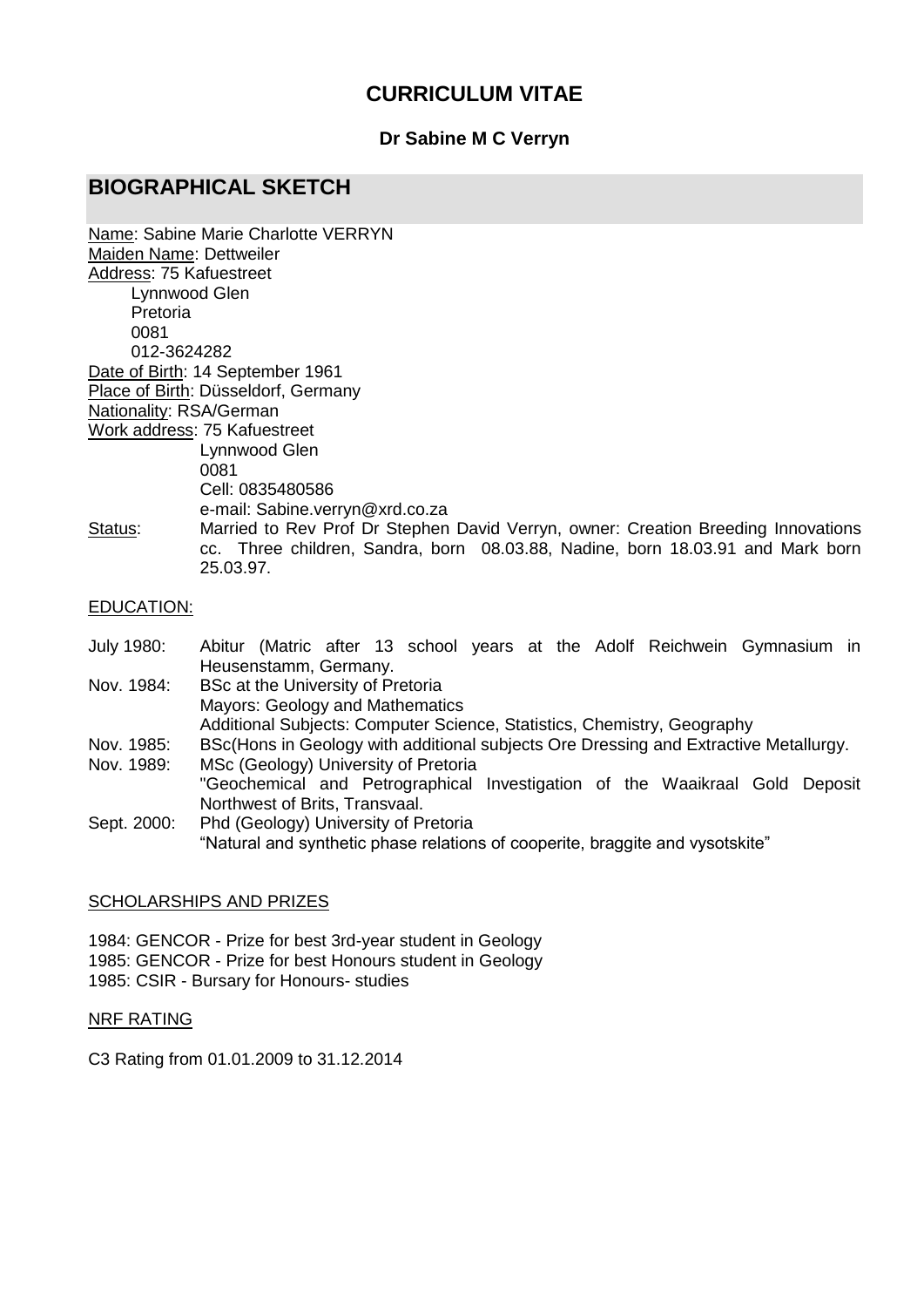# CURRICULUM VITAE

**Dr Sabine M C Verryn**

## BIOGRAPHICAL SKETCH

Name: Sabine Marie Charlotte VERRYN
Maiden Name: Dettweiler
Address: 75 Kafuestreet
Lynnwood Glen
Pretoria
0081
012-3624282
Date of Birth: 14 September 1961
Place of Birth: Düsseldorf, Germany
Nationality: RSA/German
Work address: 75 Kafuestreet
Lynnwood Glen
0081
Cell: 0835480586
e-mail: Sabine.verryn@xrd.co.za
Status: Married to Rev Prof Dr Stephen David Verryn, owner: Creation Breeding Innovations cc. Three children, Sandra, born 08.03.88, Nadine, born 18.03.91 and Mark born 25.03.97.

### EDUCATION:

July 1980: Abitur (Matric after 13 school years at the Adolf Reichwein Gymnasium in Heusenstamm, Germany.
Nov. 1984: BSc at the University of Pretoria
Mayors: Geology and Mathematics
Additional Subjects: Computer Science, Statistics, Chemistry, Geography
Nov. 1985: BSc(Hons in Geology with additional subjects Ore Dressing and Extractive Metallurgy.
Nov. 1989: MSc (Geology) University of Pretoria
"Geochemical and Petrographical Investigation of the Waaikraal Gold Deposit Northwest of Brits, Transvaal.
Sept. 2000: Phd (Geology) University of Pretoria
"Natural and synthetic phase relations of cooperite, braggite and vysotskite"

### SCHOLARSHIPS AND PRIZES

1984: GENCOR - Prize for best 3rd-year student in Geology
1985: GENCOR - Prize for best Honours student in Geology
1985: CSIR - Bursary for Honours- studies

### NRF RATING

C3 Rating from 01.01.2009 to 31.12.2014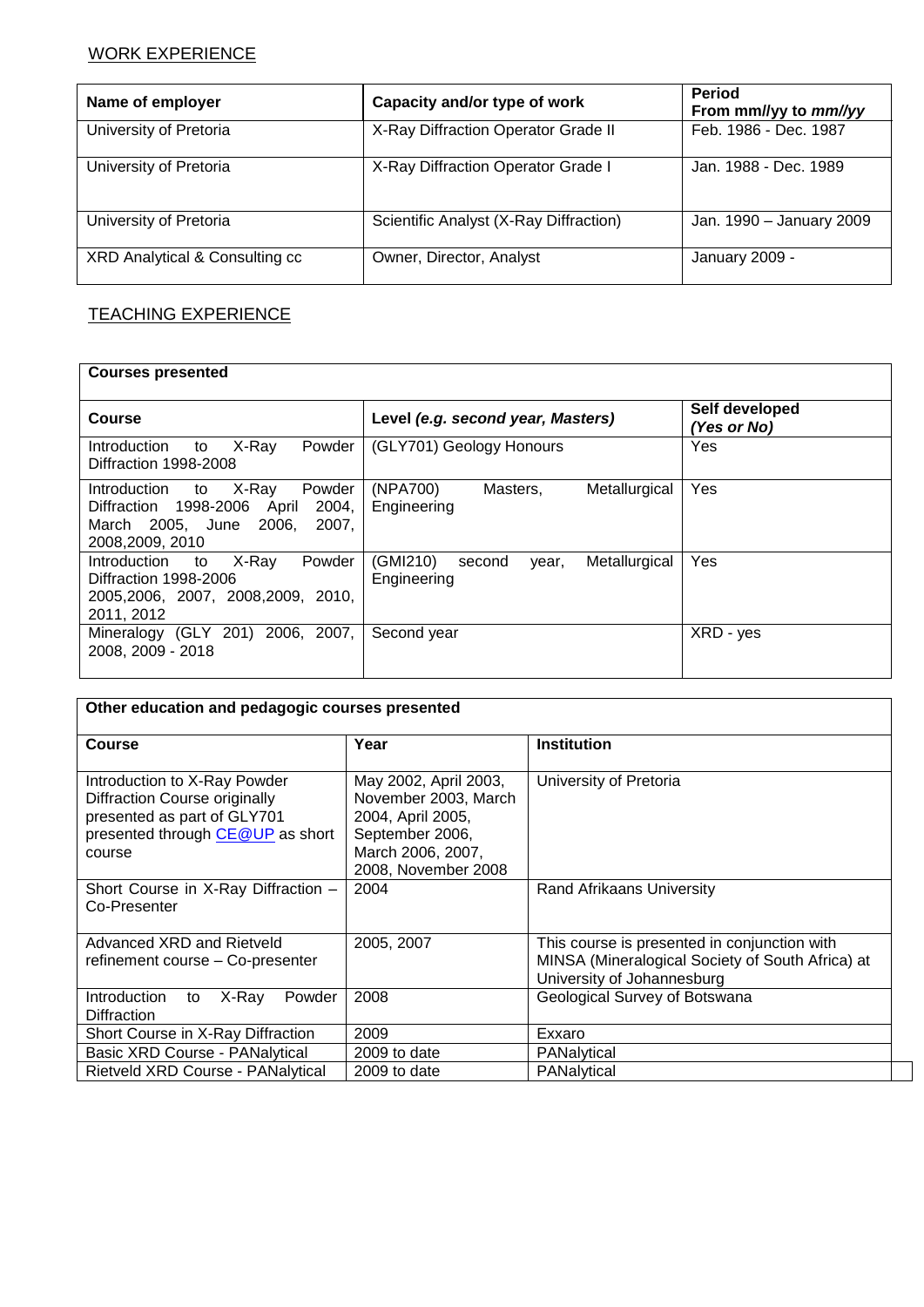## WORK EXPERIENCE

| Name of employer | Capacity and/or type of work | Period From mm//yy to *mm//yy* |
|---|---|---|
| University of Pretoria | X-Ray Diffraction Operator Grade II | Feb. 1986 - Dec. 1987 |
| University of Pretoria | X-Ray Diffraction Operator Grade I | Jan. 1988 - Dec. 1989 |
| University of Pretoria | Scientific Analyst (X-Ray Diffraction) | Jan. 1990 – January 2009 |
| XRD Analytical & Consulting cc | Owner, Director, Analyst | January 2009 - |

## TEACHING EXPERIENCE

| **Courses presented** | | |
|---|---|---|
| **Course** | **Level *(e.g. second year, Masters)*** | **Self developed *(Yes or No)*** |
| Introduction to X-Ray Powder Diffraction 1998-2008 | (GLY701) Geology Honours | Yes |
| Introduction to X-Ray Powder Diffraction 1998-2006 April 2004, March 2005, June 2006, 2007, 2008,2009, 2010 | (NPA700) Masters, Metallurgical Engineering | Yes |
| Introduction to X-Ray Powder Diffraction 1998-2006 2005,2006, 2007, 2008,2009, 2010, 2011, 2012 | (GMI210) second year, Metallurgical Engineering | Yes |
| Mineralogy (GLY 201) 2006, 2007, 2008, 2009 - 2018 | Second year | XRD - yes |

| **Other education and pedagogic courses presented** | | |
|---|---|---|
| **Course** | **Year** | **Institution** |
| Introduction to X-Ray Powder Diffraction Course originally presented as part of GLY701 presented through CE@UP as short course | May 2002, April 2003, November 2003, March 2004, April 2005, September 2006, March 2006, 2007, 2008, November 2008 | University of Pretoria |
| Short Course in X-Ray Diffraction – Co-Presenter | 2004 | Rand Afrikaans University |
| Advanced XRD and Rietveld refinement course – Co-presenter | 2005, 2007 | This course is presented in conjunction with MINSA (Mineralogical Society of South Africa) at University of Johannesburg |
| Introduction to X-Ray Powder Diffraction | 2008 | Geological Survey of Botswana |
| Short Course in X-Ray Diffraction | 2009 | Exxaro |
| Basic XRD Course - PANalytical | 2009 to date | PANalytical |
| Rietveld XRD Course - PANalytical | 2009 to date | PANalytical |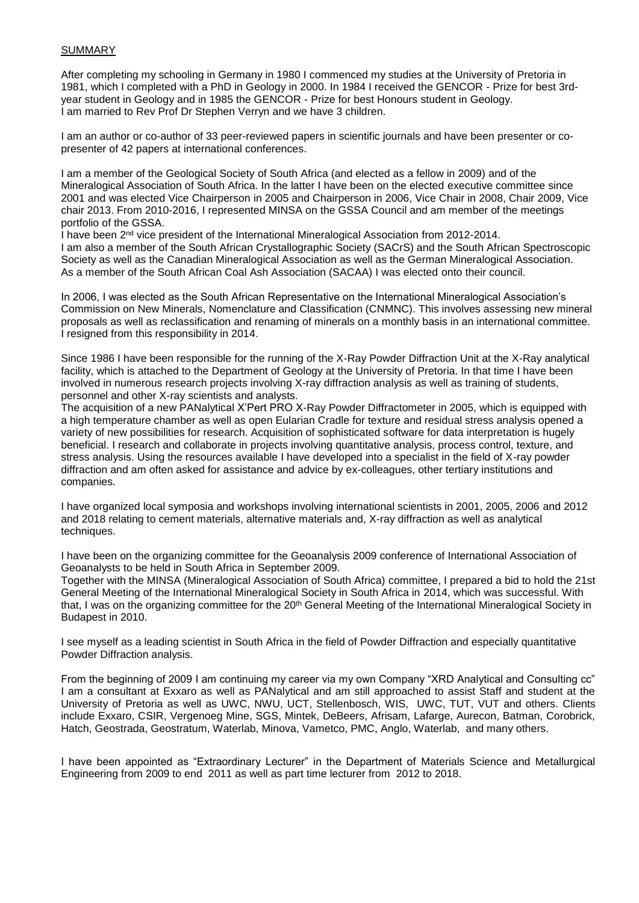## SUMMARY

After completing my schooling in Germany in 1980 I commenced my studies at the University of Pretoria in 1981, which I completed with a PhD in Geology in 2000. In 1984 I received the GENCOR - Prize for best 3rd-year student in Geology and in 1985 the GENCOR - Prize for best Honours student in Geology.
I am married to Rev Prof Dr Stephen Verryn and we have 3 children.

I am an author or co-author of 33 peer-reviewed papers in scientific journals and have been presenter or co-presenter of 42 papers at international conferences.

I am a member of the Geological Society of South Africa (and elected as a fellow in 2009) and of the Mineralogical Association of South Africa. In the latter I have been on the elected executive committee since 2001 and was elected Vice Chairperson in 2005 and Chairperson in 2006, Vice Chair in 2008, Chair 2009, Vice chair 2013. From 2010-2016, I represented MINSA on the GSSA Council and am member of the meetings portfolio of the GSSA.
I have been 2nd vice president of the International Mineralogical Association from 2012-2014.
I am also a member of the South African Crystallographic Society (SACrS) and the South African Spectroscopic Society as well as the Canadian Mineralogical Association as well as the German Mineralogical Association.
As a member of the South African Coal Ash Association (SACAA) I was elected onto their council.

In 2006, I was elected as the South African Representative on the International Mineralogical Association's Commission on New Minerals, Nomenclature and Classification (CNMNC). This involves assessing new mineral proposals as well as reclassification and renaming of minerals on a monthly basis in an international committee. I resigned from this responsibility in 2014.

Since 1986 I have been responsible for the running of the X-Ray Powder Diffraction Unit at the X-Ray analytical facility, which is attached to the Department of Geology at the University of Pretoria. In that time I have been involved in numerous research projects involving X-ray diffraction analysis as well as training of students, personnel and other X-ray scientists and analysts.
The acquisition of a new PANalytical X'Pert PRO X-Ray Powder Diffractometer in 2005, which is equipped with a high temperature chamber as well as open Eularian Cradle for texture and residual stress analysis opened a variety of new possibilities for research. Acquisition of sophisticated software for data interpretation is hugely beneficial. I research and collaborate in projects involving quantitative analysis, process control, texture, and stress analysis. Using the resources available I have developed into a specialist in the field of X-ray powder diffraction and am often asked for assistance and advice by ex-colleagues, other tertiary institutions and companies.

I have organized local symposia and workshops involving international scientists in 2001, 2005, 2006 and 2012 and 2018 relating to cement materials, alternative materials and, X-ray diffraction as well as analytical techniques.

I have been on the organizing committee for the Geoanalysis 2009 conference of International Association of Geoanalysts to be held in South Africa in September 2009.
Together with the MINSA (Mineralogical Association of South Africa) committee, I prepared a bid to hold the 21st General Meeting of the International Mineralogical Society in South Africa in 2014, which was successful. With that, I was on the organizing committee for the 20th General Meeting of the International Mineralogical Society in Budapest in 2010.

I see myself as a leading scientist in South Africa in the field of Powder Diffraction and especially quantitative Powder Diffraction analysis.

From the beginning of 2009 I am continuing my career via my own Company "XRD Analytical and Consulting cc" I am a consultant at Exxaro as well as PANalytical and am still approached to assist Staff and student at the University of Pretoria as well as UWC, NWU, UCT, Stellenbosch, WIS, UWC, TUT, VUT and others. Clients include Exxaro, CSIR, Vergenoeg Mine, SGS, Mintek, DeBeers, Afrisam, Lafarge, Aurecon, Batman, Corobrick, Hatch, Geostrada, Geostratum, Waterlab, Minova, Vametco, PMC, Anglo, Waterlab, and many others.

I have been appointed as "Extraordinary Lecturer" in the Department of Materials Science and Metallurgical Engineering from 2009 to end 2011 as well as part time lecturer from 2012 to 2018.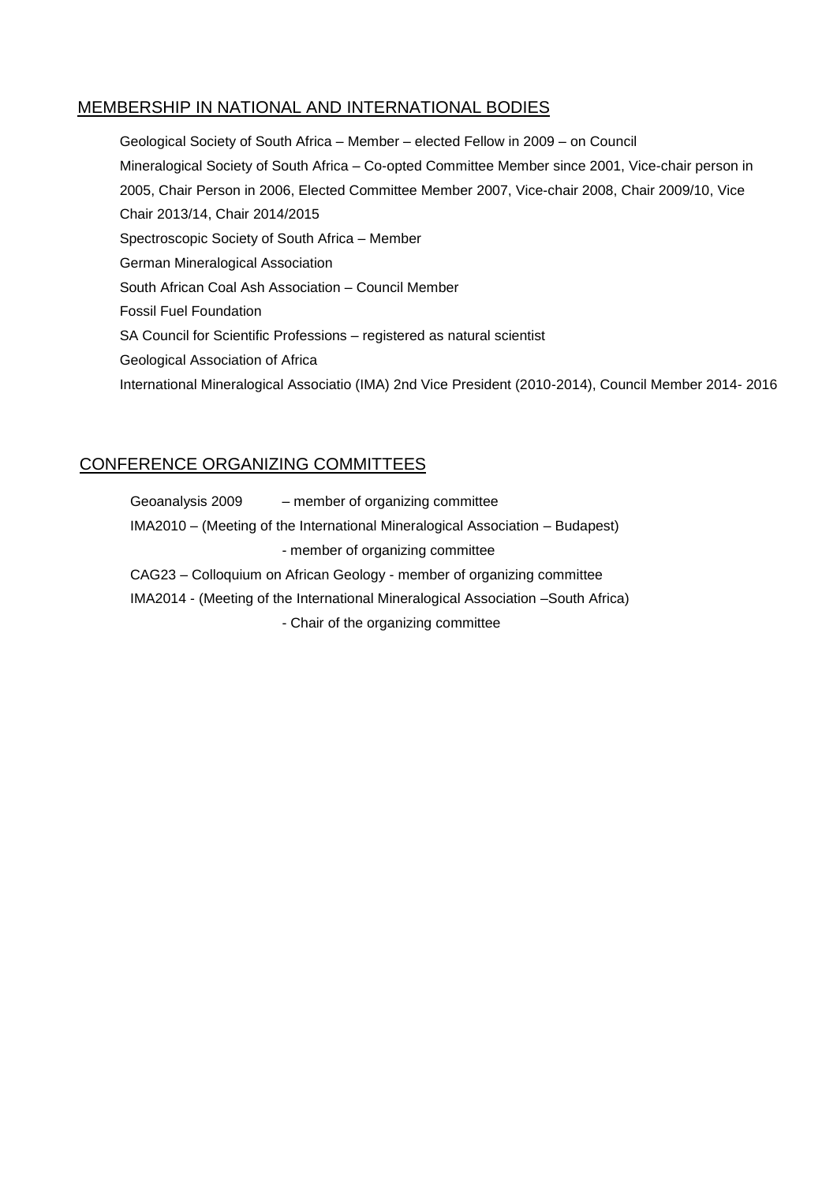## MEMBERSHIP IN NATIONAL AND INTERNATIONAL BODIES

Geological Society of South Africa – Member – elected Fellow in 2009 – on Council

Mineralogical Society of South Africa – Co-opted Committee Member since 2001, Vice-chair person in 2005, Chair Person in 2006, Elected Committee Member 2007, Vice-chair 2008, Chair 2009/10, Vice Chair 2013/14, Chair 2014/2015

Spectroscopic Society of South Africa – Member

German Mineralogical Association

South African Coal Ash Association – Council Member

Fossil Fuel Foundation

SA Council for Scientific Professions – registered as natural scientist

Geological Association of Africa

International Mineralogical Associatio (IMA) 2nd Vice President (2010-2014), Council Member 2014- 2016

## CONFERENCE ORGANIZING COMMITTEES

Geoanalysis 2009 – member of organizing committee

IMA2010 – (Meeting of the International Mineralogical Association – Budapest) - member of organizing committee

CAG23 – Colloquium on African Geology - member of organizing committee

IMA2014 - (Meeting of the International Mineralogical Association –South Africa) - Chair of the organizing committee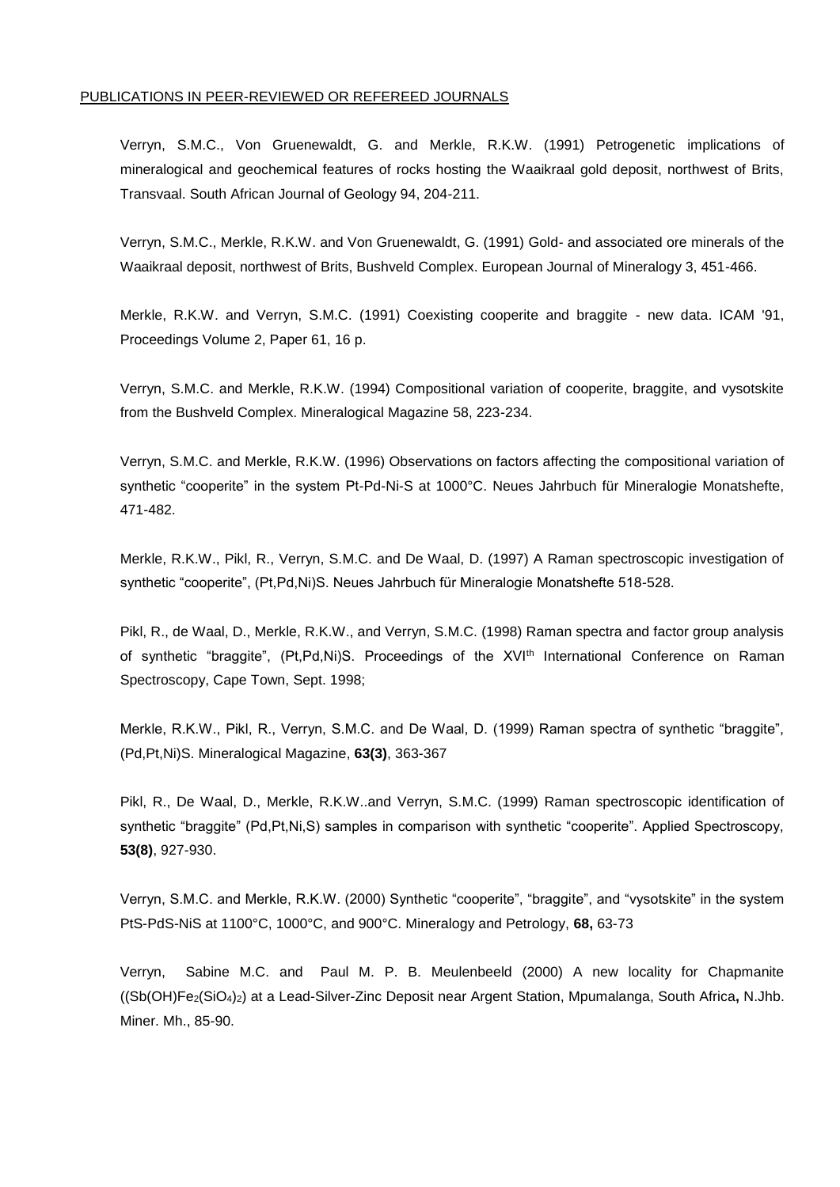PUBLICATIONS IN PEER-REVIEWED OR REFEREED JOURNALS

Verryn, S.M.C., Von Gruenewaldt, G. and Merkle, R.K.W. (1991) Petrogenetic implications of mineralogical and geochemical features of rocks hosting the Waaikraal gold deposit, northwest of Brits, Transvaal. South African Journal of Geology 94, 204-211.

Verryn, S.M.C., Merkle, R.K.W. and Von Gruenewaldt, G. (1991) Gold- and associated ore minerals of the Waaikraal deposit, northwest of Brits, Bushveld Complex. European Journal of Mineralogy 3, 451-466.

Merkle, R.K.W. and Verryn, S.M.C. (1991) Coexisting cooperite and braggite - new data. ICAM '91, Proceedings Volume 2, Paper 61, 16 p.

Verryn, S.M.C. and Merkle, R.K.W. (1994) Compositional variation of cooperite, braggite, and vysotskite from the Bushveld Complex. Mineralogical Magazine 58, 223-234.

Verryn, S.M.C. and Merkle, R.K.W. (1996) Observations on factors affecting the compositional variation of synthetic "cooperite" in the system Pt-Pd-Ni-S at 1000°C. Neues Jahrbuch für Mineralogie Monatshefte, 471-482.

Merkle, R.K.W., Pikl, R., Verryn, S.M.C. and De Waal, D. (1997) A Raman spectroscopic investigation of synthetic "cooperite", (Pt,Pd,Ni)S. Neues Jahrbuch für Mineralogie Monatshefte 518-528.

Pikl, R., de Waal, D., Merkle, R.K.W., and Verryn, S.M.C. (1998) Raman spectra and factor group analysis of synthetic "braggite", (Pt,Pd,Ni)S. Proceedings of the XVI[th] International Conference on Raman Spectroscopy, Cape Town, Sept. 1998;

Merkle, R.K.W., Pikl, R., Verryn, S.M.C. and De Waal, D. (1999) Raman spectra of synthetic "braggite", (Pd,Pt,Ni)S. Mineralogical Magazine, **63(3)**, 363-367

Pikl, R., De Waal, D., Merkle, R.K.W..and Verryn, S.M.C. (1999) Raman spectroscopic identification of synthetic "braggite" (Pd,Pt,Ni,S) samples in comparison with synthetic "cooperite". Applied Spectroscopy, **53(8)**, 927-930.

Verryn, S.M.C. and Merkle, R.K.W. (2000) Synthetic "cooperite", "braggite", and "vysotskite" in the system PtS-PdS-NiS at 1100°C, 1000°C, and 900°C. Mineralogy and Petrology, **68,** 63-73

Verryn, Sabine M.C. and Paul M. P. B. Meulenbeeld (2000) A new locality for Chapmanite ($(Sb(OH)Fe_2(SiO_4)_2)$) at a Lead-Silver-Zinc Deposit near Argent Station, Mpumalanga, South Africa**,** N.Jhb. Miner. Mh., 85-90.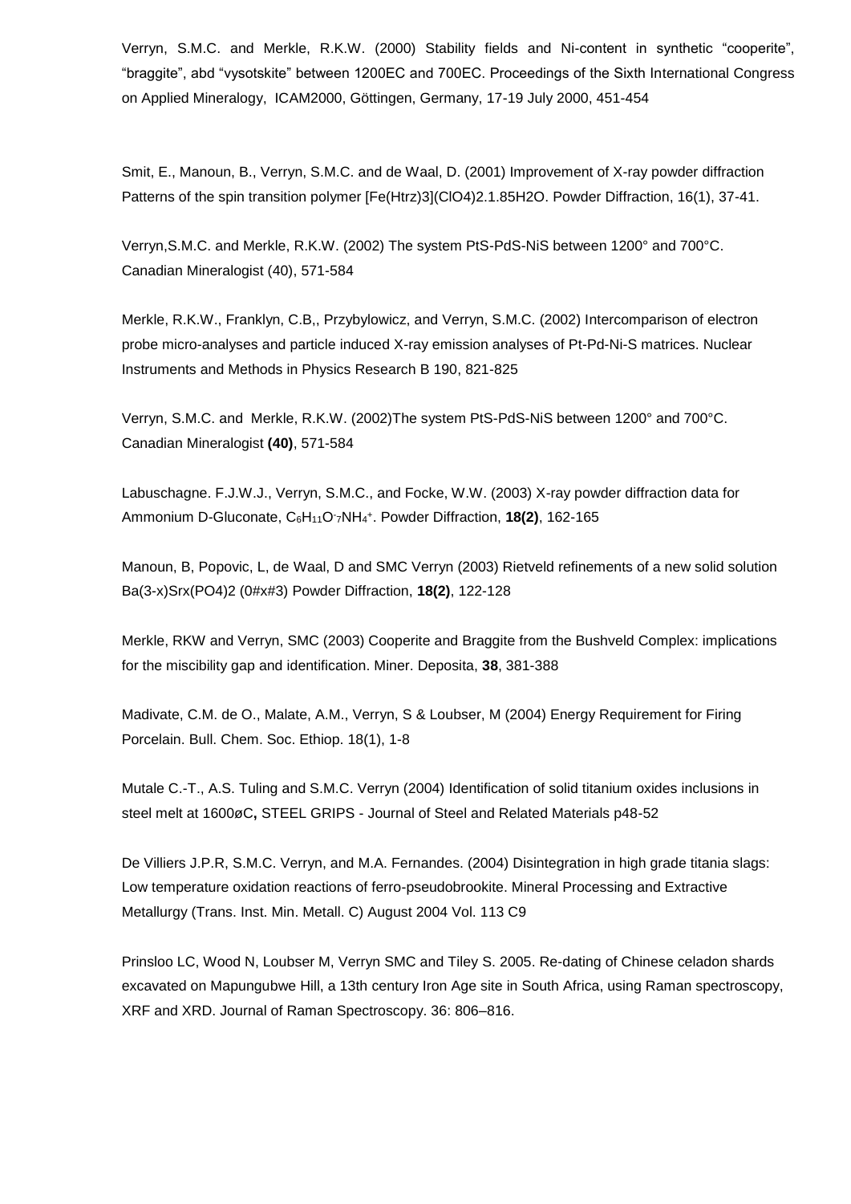Verryn, S.M.C. and Merkle, R.K.W. (2000) Stability fields and Ni-content in synthetic “cooperite”, “braggite”, abd “vysotskite” between 1200EC and 700EC. Proceedings of the Sixth International Congress on Applied Mineralogy, ICAM2000, Göttingen, Germany, 17-19 July 2000, 451-454

Smit, E., Manoun, B., Verryn, S.M.C. and de Waal, D. (2001) Improvement of X-ray powder diffraction Patterns of the spin transition polymer [Fe(Htrz)3](ClO4)2.1.85H2O. Powder Diffraction, 16(1), 37-41.

Verryn,S.M.C. and Merkle, R.K.W. (2002) The system PtS-PdS-NiS between 1200° and 700°C. Canadian Mineralogist (40), 571-584

Merkle, R.K.W., Franklyn, C.B,, Przybylowicz, and Verryn, S.M.C. (2002) Intercomparison of electron probe micro-analyses and particle induced X-ray emission analyses of Pt-Pd-Ni-S matrices. Nuclear Instruments and Methods in Physics Research B 190, 821-825

Verryn, S.M.C. and Merkle, R.K.W. (2002)The system PtS-PdS-NiS between 1200° and 700°C. Canadian Mineralogist **(40)**, 571-584

Labuschagne. F.J.W.J., Verryn, S.M.C., and Focke, W.W. (2003) X-ray powder diffraction data for Ammonium D-Gluconate, $C_6H_{11}O^-_7NH_4^+$. Powder Diffraction, **18(2)**, 162-165

Manoun, B, Popovic, L, de Waal, D and SMC Verryn (2003) Rietveld refinements of a new solid solution Ba(3-x)Srx(PO4)2 (0#x#3) Powder Diffraction, **18(2)**, 122-128

Merkle, RKW and Verryn, SMC (2003) Cooperite and Braggite from the Bushveld Complex: implications for the miscibility gap and identification. Miner. Deposita, **38**, 381-388

Madivate, C.M. de O., Malate, A.M., Verryn, S & Loubser, M (2004) Energy Requirement for Firing Porcelain. Bull. Chem. Soc. Ethiop. 18(1), 1-8

Mutale C.-T., A.S. Tuling and S.M.C. Verryn (2004) Identification of solid titanium oxides inclusions in steel melt at 1600øC**,** STEEL GRIPS - Journal of Steel and Related Materials p48-52

De Villiers J.P.R, S.M.C. Verryn, and M.A. Fernandes. (2004) Disintegration in high grade titania slags: Low temperature oxidation reactions of ferro-pseudobrookite. Mineral Processing and Extractive Metallurgy (Trans. Inst. Min. Metall. C) August 2004 Vol. 113 C9

Prinsloo LC, Wood N, Loubser M, Verryn SMC and Tiley S. 2005. Re-dating of Chinese celadon shards excavated on Mapungubwe Hill, a 13th century Iron Age site in South Africa, using Raman spectroscopy, XRF and XRD. Journal of Raman Spectroscopy. 36: 806–816.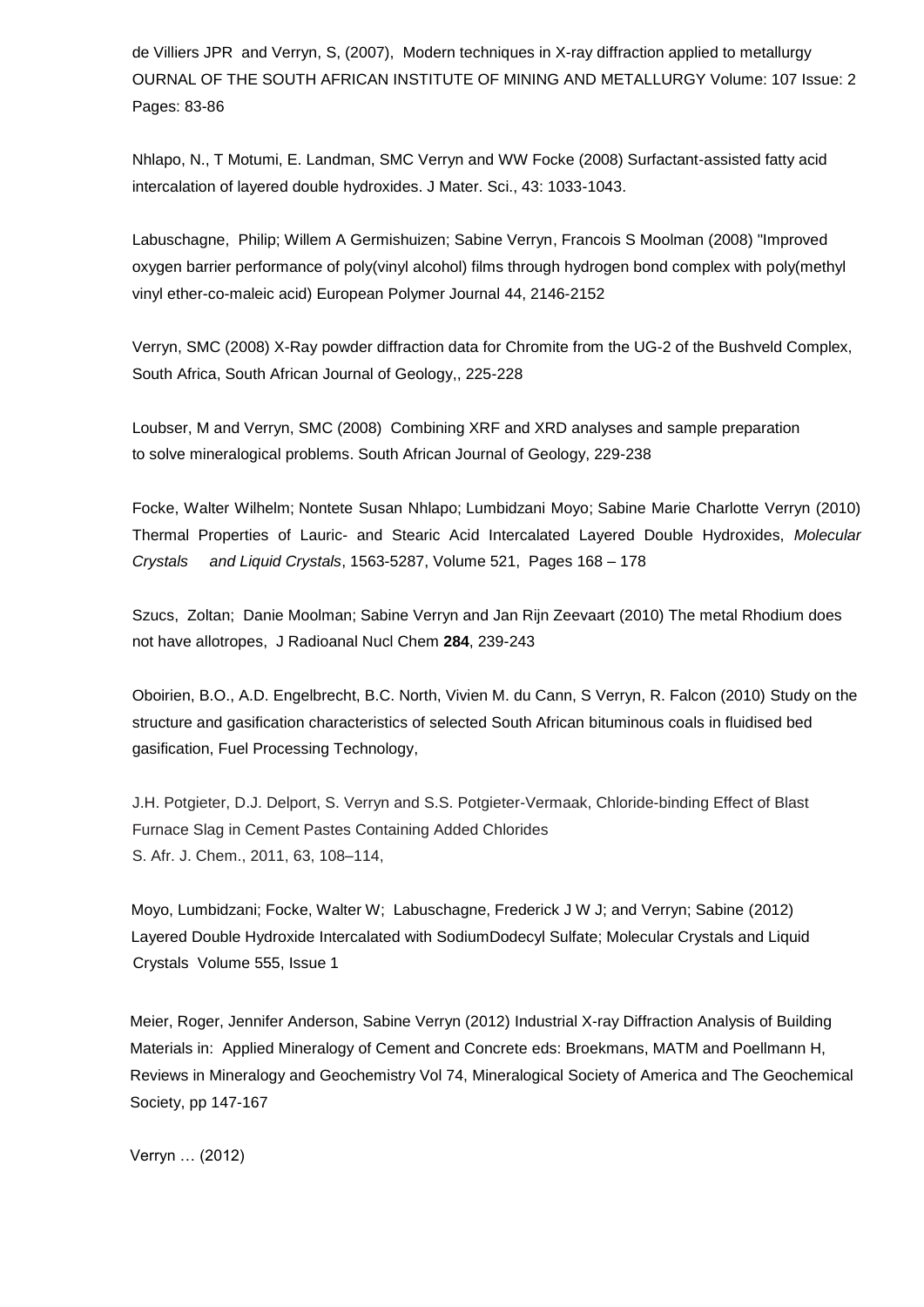de Villiers JPR and Verryn, S, (2007), Modern techniques in X-ray diffraction applied to metallurgy OURNAL OF THE SOUTH AFRICAN INSTITUTE OF MINING AND METALLURGY Volume: 107 Issue: 2 Pages: 83-86

Nhlapo, N., T Motumi, E. Landman, SMC Verryn and WW Focke (2008) Surfactant-assisted fatty acid intercalation of layered double hydroxides. J Mater. Sci., 43: 1033-1043.

Labuschagne, Philip; Willem A Germishuizen; Sabine Verryn, Francois S Moolman (2008) "Improved oxygen barrier performance of poly(vinyl alcohol) films through hydrogen bond complex with poly(methyl vinyl ether-co-maleic acid) European Polymer Journal 44, 2146-2152

Verryn, SMC (2008) X-Ray powder diffraction data for Chromite from the UG-2 of the Bushveld Complex, South Africa, South African Journal of Geology,, 225-228

Loubser, M and Verryn, SMC (2008) Combining XRF and XRD analyses and sample preparation to solve mineralogical problems. South African Journal of Geology, 229-238

Focke, Walter Wilhelm; Nontete Susan Nhlapo; Lumbidzani Moyo; Sabine Marie Charlotte Verryn (2010) Thermal Properties of Lauric- and Stearic Acid Intercalated Layered Double Hydroxides, *Molecular Crystals and Liquid Crystals*, 1563-5287, Volume 521, Pages 168 – 178

Szucs, Zoltan; Danie Moolman; Sabine Verryn and Jan Rijn Zeevaart (2010) The metal Rhodium does not have allotropes, J Radioanal Nucl Chem **284**, 239-243

Oboirien, B.O., A.D. Engelbrecht, B.C. North, Vivien M. du Cann, S Verryn, R. Falcon (2010) Study on the structure and gasification characteristics of selected South African bituminous coals in fluidised bed gasification, Fuel Processing Technology,

J.H. Potgieter, D.J. Delport, S. Verryn and S.S. Potgieter-Vermaak, Chloride-binding Effect of Blast Furnace Slag in Cement Pastes Containing Added Chlorides
S. Afr. J. Chem., 2011, 63, 108–114,

Moyo, Lumbidzani; Focke, Walter W; Labuschagne, Frederick J W J; and Verryn; Sabine (2012) Layered Double Hydroxide Intercalated with SodiumDodecyl Sulfate; Molecular Crystals and Liquid Crystals Volume 555, Issue 1

Meier, Roger, Jennifer Anderson, Sabine Verryn (2012) Industrial X-ray Diffraction Analysis of Building Materials in: Applied Mineralogy of Cement and Concrete eds: Broekmans, MATM and Poellmann H, Reviews in Mineralogy and Geochemistry Vol 74, Mineralogical Society of America and The Geochemical Society, pp 147-167

Verryn … (2012)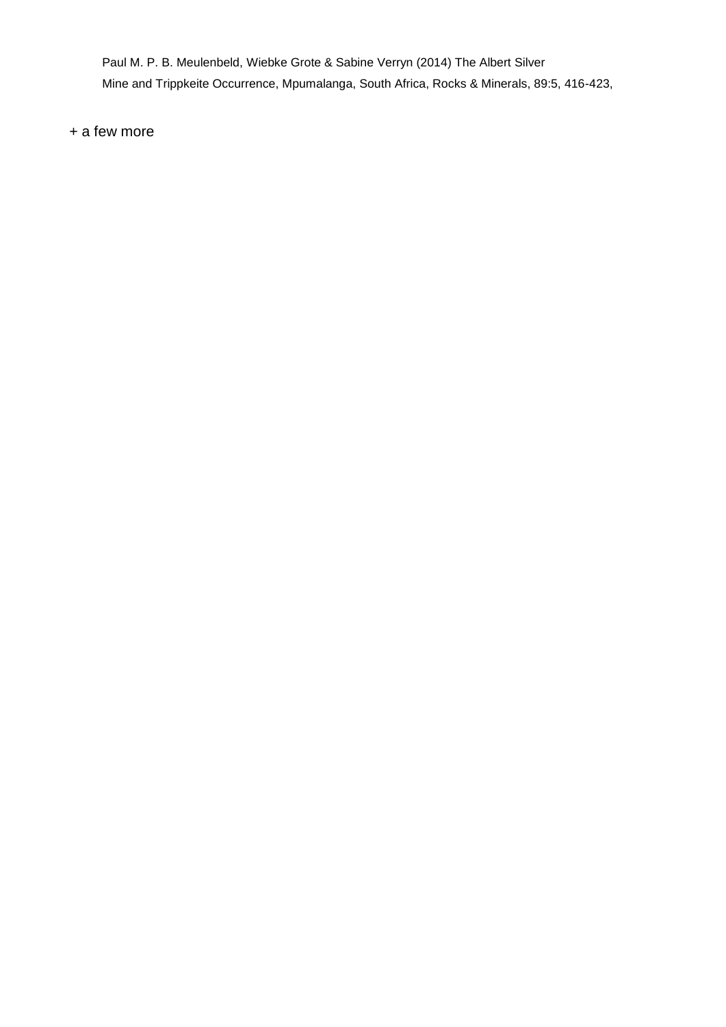Paul M. P. B. Meulenbeld, Wiebke Grote & Sabine Verryn (2014) The Albert Silver Mine and Trippkeite Occurrence, Mpumalanga, South Africa, Rocks & Minerals, 89:5, 416-423,

+ a few more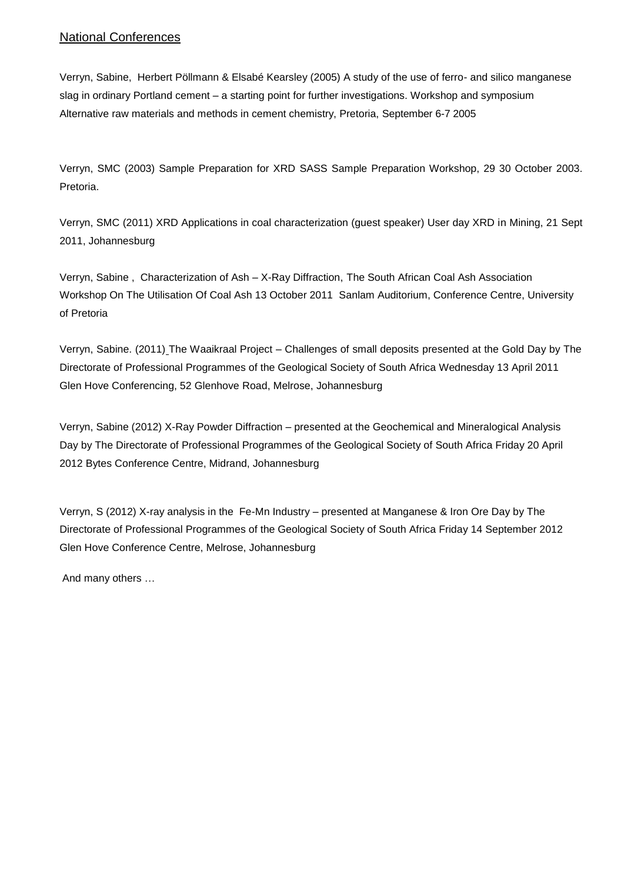## National Conferences

Verryn, Sabine, Herbert Pöllmann & Elsabé Kearsley (2005) A study of the use of ferro- and silico manganese slag in ordinary Portland cement – a starting point for further investigations. Workshop and symposium Alternative raw materials and methods in cement chemistry, Pretoria, September 6-7 2005

Verryn, SMC (2003) Sample Preparation for XRD SASS Sample Preparation Workshop, 29 30 October 2003. Pretoria.

Verryn, SMC (2011) XRD Applications in coal characterization (guest speaker) User day XRD in Mining, 21 Sept 2011, Johannesburg

Verryn, Sabine , Characterization of Ash – X-Ray Diffraction, The South African Coal Ash Association Workshop On The Utilisation Of Coal Ash 13 October 2011 Sanlam Auditorium, Conference Centre, University of Pretoria

Verryn, Sabine. (2011) The Waaikraal Project – Challenges of small deposits presented at the Gold Day by The Directorate of Professional Programmes of the Geological Society of South Africa Wednesday 13 April 2011 Glen Hove Conferencing, 52 Glenhove Road, Melrose, Johannesburg

Verryn, Sabine (2012) X-Ray Powder Diffraction – presented at the Geochemical and Mineralogical Analysis Day by The Directorate of Professional Programmes of the Geological Society of South Africa Friday 20 April 2012 Bytes Conference Centre, Midrand, Johannesburg

Verryn, S (2012) X-ray analysis in the Fe-Mn Industry – presented at Manganese & Iron Ore Day by The Directorate of Professional Programmes of the Geological Society of South Africa Friday 14 September 2012 Glen Hove Conference Centre, Melrose, Johannesburg

And many others …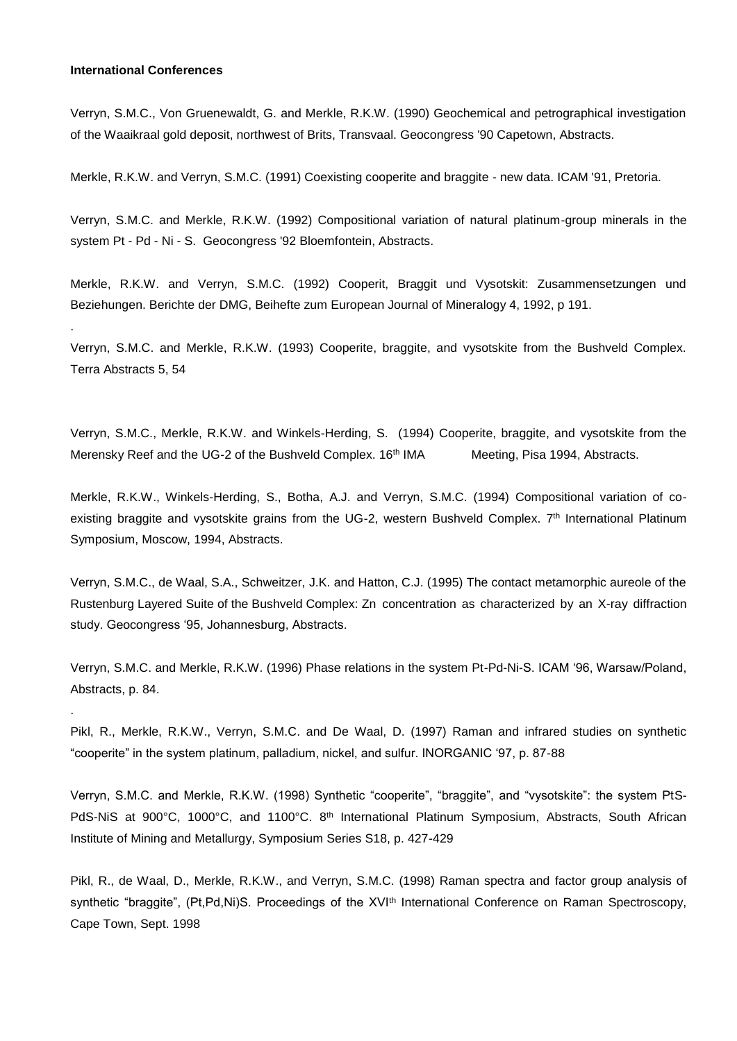**International Conferences**

Verryn, S.M.C., Von Gruenewaldt, G. and Merkle, R.K.W. (1990) Geochemical and petrographical investigation of the Waaikraal gold deposit, northwest of Brits, Transvaal. Geocongress '90 Capetown, Abstracts.

Merkle, R.K.W. and Verryn, S.M.C. (1991) Coexisting cooperite and braggite - new data. ICAM '91, Pretoria.

Verryn, S.M.C. and Merkle, R.K.W. (1992) Compositional variation of natural platinum-group minerals in the system Pt - Pd - Ni - S. Geocongress '92 Bloemfontein, Abstracts.

Merkle, R.K.W. and Verryn, S.M.C. (1992) Cooperit, Braggit und Vysotskit: Zusammensetzungen und Beziehungen. Berichte der DMG, Beihefte zum European Journal of Mineralogy 4, 1992, p 191.

.

Verryn, S.M.C. and Merkle, R.K.W. (1993) Cooperite, braggite, and vysotskite from the Bushveld Complex. Terra Abstracts 5, 54

Verryn, S.M.C., Merkle, R.K.W. and Winkels-Herding, S. (1994) Cooperite, braggite, and vysotskite from the Merensky Reef and the UG-2 of the Bushveld Complex. 16th IMA Meeting, Pisa 1994, Abstracts.

Merkle, R.K.W., Winkels-Herding, S., Botha, A.J. and Verryn, S.M.C. (1994) Compositional variation of co-existing braggite and vysotskite grains from the UG-2, western Bushveld Complex. 7th International Platinum Symposium, Moscow, 1994, Abstracts.

Verryn, S.M.C., de Waal, S.A., Schweitzer, J.K. and Hatton, C.J. (1995) The contact metamorphic aureole of the Rustenburg Layered Suite of the Bushveld Complex: Zn concentration as characterized by an X-ray diffraction study. Geocongress '95, Johannesburg, Abstracts.

Verryn, S.M.C. and Merkle, R.K.W. (1996) Phase relations in the system Pt-Pd-Ni-S. ICAM '96, Warsaw/Poland, Abstracts, p. 84.

.

Pikl, R., Merkle, R.K.W., Verryn, S.M.C. and De Waal, D. (1997) Raman and infrared studies on synthetic "cooperite" in the system platinum, palladium, nickel, and sulfur. INORGANIC '97, p. 87-88

Verryn, S.M.C. and Merkle, R.K.W. (1998) Synthetic "cooperite", "braggite", and "vysotskite": the system PtS-PdS-NiS at 900°C, 1000°C, and 1100°C. 8th International Platinum Symposium, Abstracts, South African Institute of Mining and Metallurgy, Symposium Series S18, p. 427-429

Pikl, R., de Waal, D., Merkle, R.K.W., and Verryn, S.M.C. (1998) Raman spectra and factor group analysis of synthetic "braggite", (Pt,Pd,Ni)S. Proceedings of the XVIth International Conference on Raman Spectroscopy, Cape Town, Sept. 1998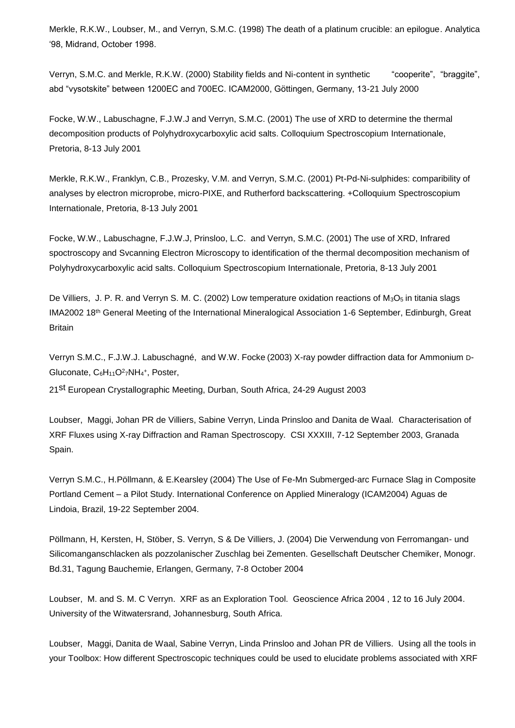Merkle, R.K.W., Loubser, M., and Verryn, S.M.C. (1998) The death of a platinum crucible: an epilogue. Analytica '98, Midrand, October 1998.

Verryn, S.M.C. and Merkle, R.K.W. (2000) Stability fields and Ni-content in synthetic "cooperite", "braggite", abd "vysotskite" between 1200EC and 700EC. ICAM2000, Göttingen, Germany, 13-21 July 2000

Focke, W.W., Labuschagne, F.J.W.J and Verryn, S.M.C. (2001) The use of XRD to determine the thermal decomposition products of Polyhydroxycarboxylic acid salts. Colloquium Spectroscopium Internationale, Pretoria, 8-13 July 2001

Merkle, R.K.W., Franklyn, C.B., Prozesky, V.M. and Verryn, S.M.C. (2001) Pt-Pd-Ni-sulphides: comparibility of analyses by electron microprobe, micro-PIXE, and Rutherford backscattering. +Colloquium Spectroscopium Internationale, Pretoria, 8-13 July 2001

Focke, W.W., Labuschagne, F.J.W.J, Prinsloo, L.C. and Verryn, S.M.C. (2001) The use of XRD, Infrared spoctroscopy and Svcanning Electron Microscopy to identification of the thermal decomposition mechanism of Polyhydroxycarboxylic acid salts. Colloquium Spectroscopium Internationale, Pretoria, 8-13 July 2001

De Villiers, J. P. R. and Verryn S. M. C. (2002) Low temperature oxidation reactions of $M_3O_5$ in titania slags IMA2002 18th General Meeting of the International Mineralogical Association 1-6 September, Edinburgh, Great Britain

Verryn S.M.C., F.J.W.J. Labuschagné, and W.W. Focke (2003) X-ray powder diffraction data for Ammonium D-Gluconate, $C_6H_{11}O^2{}_7NH_4{}^+$, Poster,

21st European Crystallographic Meeting, Durban, South Africa, 24-29 August 2003

Loubser, Maggi, Johan PR de Villiers, Sabine Verryn, Linda Prinsloo and Danita de Waal. Characterisation of XRF Fluxes using X-ray Diffraction and Raman Spectroscopy. CSI XXXIII, 7-12 September 2003, Granada Spain.

Verryn S.M.C., H.Pöllmann, & E.Kearsley (2004) The Use of Fe-Mn Submerged-arc Furnace Slag in Composite Portland Cement – a Pilot Study. International Conference on Applied Mineralogy (ICAM2004) Aguas de Lindoia, Brazil, 19-22 September 2004.

Pöllmann, H, Kersten, H, Stöber, S. Verryn, S & De Villiers, J. (2004) Die Verwendung von Ferromangan- und Silicomanganschlacken als pozzolanischer Zuschlag bei Zementen. Gesellschaft Deutscher Chemiker, Monogr. Bd.31, Tagung Bauchemie, Erlangen, Germany, 7-8 October 2004

Loubser, M. and S. M. C Verryn. XRF as an Exploration Tool. Geoscience Africa 2004 , 12 to 16 July 2004. University of the Witwatersrand, Johannesburg, South Africa.

Loubser, Maggi, Danita de Waal, Sabine Verryn, Linda Prinsloo and Johan PR de Villiers. Using all the tools in your Toolbox: How different Spectroscopic techniques could be used to elucidate problems associated with XRF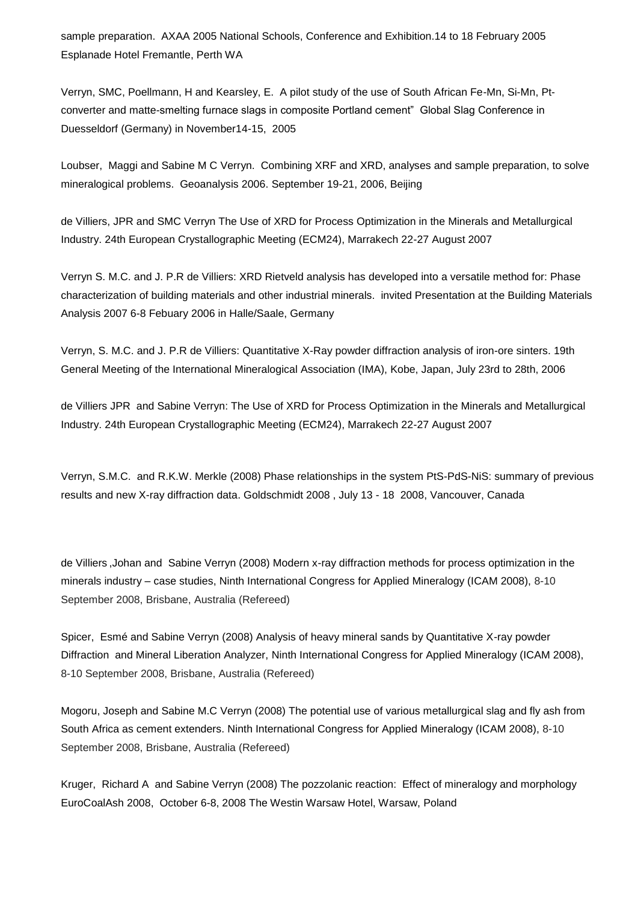sample preparation. AXAA 2005 National Schools, Conference and Exhibition.14 to 18 February 2005 Esplanade Hotel Fremantle, Perth WA

Verryn, SMC, Poellmann, H and Kearsley, E. A pilot study of the use of South African Fe-Mn, Si-Mn, Pt-converter and matte-smelting furnace slags in composite Portland cement" Global Slag Conference in Duesseldorf (Germany) in November14-15, 2005

Loubser, Maggi and Sabine M C Verryn. Combining XRF and XRD, analyses and sample preparation, to solve mineralogical problems. Geoanalysis 2006. September 19-21, 2006, Beijing

de Villiers, JPR and SMC Verryn The Use of XRD for Process Optimization in the Minerals and Metallurgical Industry. 24th European Crystallographic Meeting (ECM24), Marrakech 22-27 August 2007

Verryn S. M.C. and J. P.R de Villiers: XRD Rietveld analysis has developed into a versatile method for: Phase characterization of building materials and other industrial minerals. invited Presentation at the Building Materials Analysis 2007 6-8 Febuary 2006 in Halle/Saale, Germany

Verryn, S. M.C. and J. P.R de Villiers: Quantitative X-Ray powder diffraction analysis of iron-ore sinters. 19th General Meeting of the International Mineralogical Association (IMA), Kobe, Japan, July 23rd to 28th, 2006

de Villiers JPR and Sabine Verryn: The Use of XRD for Process Optimization in the Minerals and Metallurgical Industry. 24th European Crystallographic Meeting (ECM24), Marrakech 22-27 August 2007

Verryn, S.M.C. and R.K.W. Merkle (2008) Phase relationships in the system PtS-PdS-NiS: summary of previous results and new X-ray diffraction data. Goldschmidt 2008 , July 13 - 18 2008, Vancouver, Canada

de Villiers ,Johan and Sabine Verryn (2008) Modern x-ray diffraction methods for process optimization in the minerals industry – case studies, Ninth International Congress for Applied Mineralogy (ICAM 2008), 8-10 September 2008, Brisbane, Australia (Refereed)

Spicer, Esmé and Sabine Verryn (2008) Analysis of heavy mineral sands by Quantitative X-ray powder Diffraction and Mineral Liberation Analyzer, Ninth International Congress for Applied Mineralogy (ICAM 2008), 8-10 September 2008, Brisbane, Australia (Refereed)

Mogoru, Joseph and Sabine M.C Verryn (2008) The potential use of various metallurgical slag and fly ash from South Africa as cement extenders. Ninth International Congress for Applied Mineralogy (ICAM 2008), 8-10 September 2008, Brisbane, Australia (Refereed)

Kruger, Richard A and Sabine Verryn (2008) The pozzolanic reaction: Effect of mineralogy and morphology EuroCoalAsh 2008, October 6-8, 2008 The Westin Warsaw Hotel, Warsaw, Poland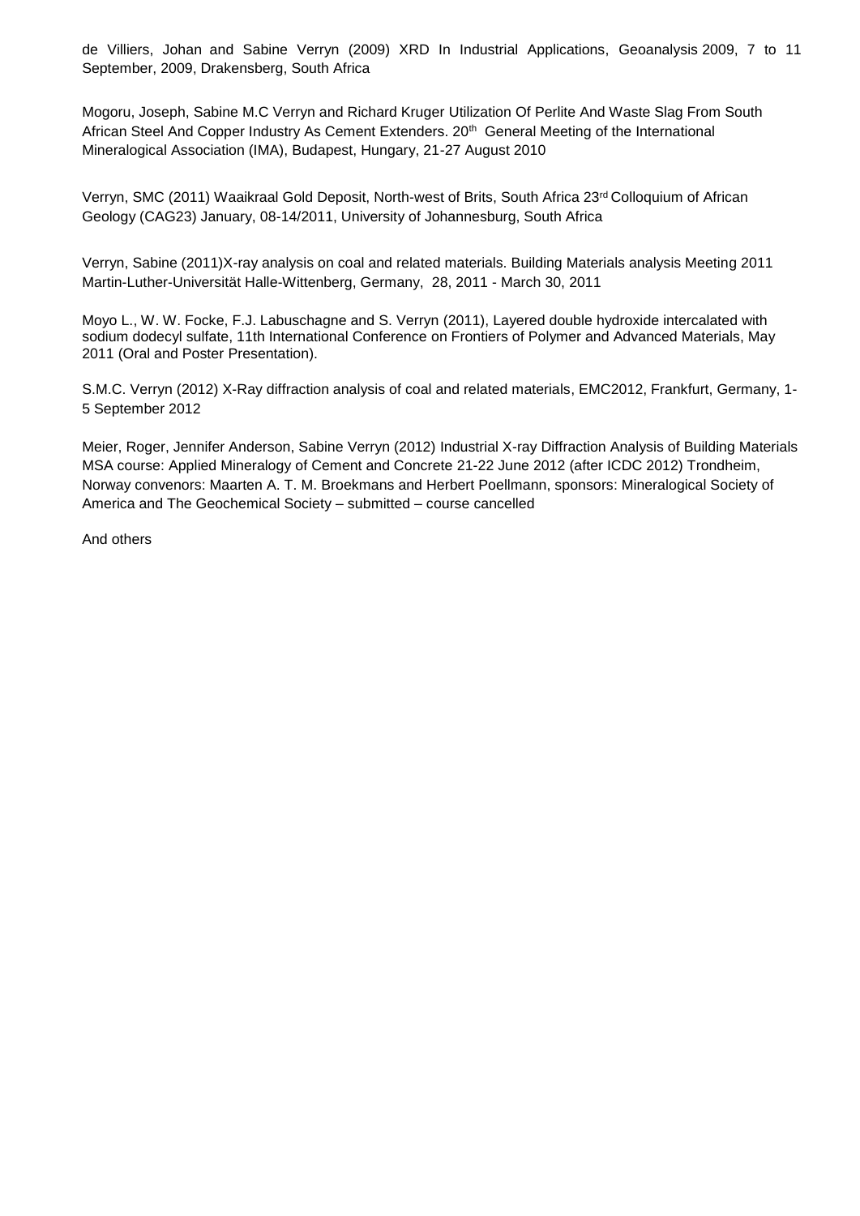de Villiers, Johan and Sabine Verryn (2009) XRD In Industrial Applications, Geoanalysis 2009, 7 to 11 September, 2009, Drakensberg, South Africa

Mogoru, Joseph, Sabine M.C Verryn and Richard Kruger Utilization Of Perlite And Waste Slag From South African Steel And Copper Industry As Cement Extenders. 20th General Meeting of the International Mineralogical Association (IMA), Budapest, Hungary, 21-27 August 2010

Verryn, SMC (2011) Waaikraal Gold Deposit, North-west of Brits, South Africa 23rd Colloquium of African Geology (CAG23) January, 08-14/2011, University of Johannesburg, South Africa

Verryn, Sabine (2011)X-ray analysis on coal and related materials. Building Materials analysis Meeting 2011 Martin-Luther-Universität Halle-Wittenberg, Germany, 28, 2011 - March 30, 2011

Moyo L., W. W. Focke, F.J. Labuschagne and S. Verryn (2011), Layered double hydroxide intercalated with sodium dodecyl sulfate, 11th International Conference on Frontiers of Polymer and Advanced Materials, May 2011 (Oral and Poster Presentation).

S.M.C. Verryn (2012) X-Ray diffraction analysis of coal and related materials, EMC2012, Frankfurt, Germany, 1-5 September 2012

Meier, Roger, Jennifer Anderson, Sabine Verryn (2012) Industrial X-ray Diffraction Analysis of Building Materials MSA course: Applied Mineralogy of Cement and Concrete 21-22 June 2012 (after ICDC 2012) Trondheim, Norway convenors: Maarten A. T. M. Broekmans and Herbert Poellmann, sponsors: Mineralogical Society of America and The Geochemical Society – submitted – course cancelled

And others